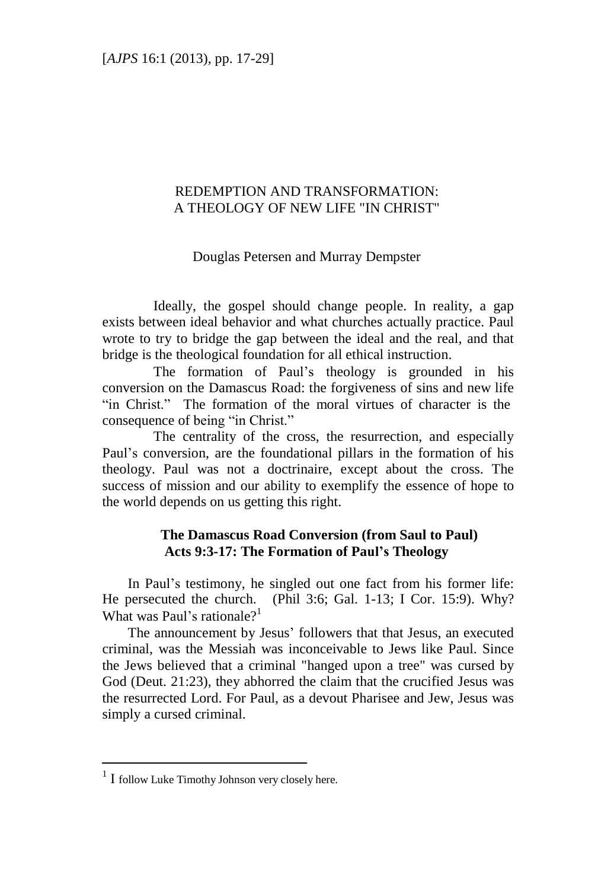# REDEMPTION AND TRANSFORMATION: A THEOLOGY OF NEW LIFE "IN CHRIST"

Douglas Petersen and Murray Dempster

Ideally, the gospel should change people. In reality, a gap exists between ideal behavior and what churches actually practice. Paul wrote to try to bridge the gap between the ideal and the real, and that bridge is the theological foundation for all ethical instruction.

The formation of Paul's theology is grounded in his conversion on the Damascus Road: the forgiveness of sins and new life "in Christ." The formation of the moral virtues of character is the consequence of being "in Christ."

The centrality of the cross, the resurrection, and especially Paul's conversion, are the foundational pillars in the formation of his theology. Paul was not a doctrinaire, except about the cross. The success of mission and our ability to exemplify the essence of hope to the world depends on us getting this right.

## The Damascus Road Conversion (from Saul to Paul) Acts 9:3-17: The Formation of Paul's Theology

In Paul's testimony, he singled out one fact from his former life: He persecuted the church. (Phil 3:6; Gal. 1-13; I Cor. 15:9). Why? What was Paul's rationale?[1]

The announcement by Jesus' followers that that Jesus, an executed criminal, was the Messiah was inconceivable to Jews like Paul. Since the Jews believed that a criminal "hanged upon a tree" was cursed by God (Deut. 21:23), they abhorred the claim that the crucified Jesus was the resurrected Lord. For Paul, as a devout Pharisee and Jew, Jesus was simply a cursed criminal.

---

[1] I follow Luke Timothy Johnson very closely here.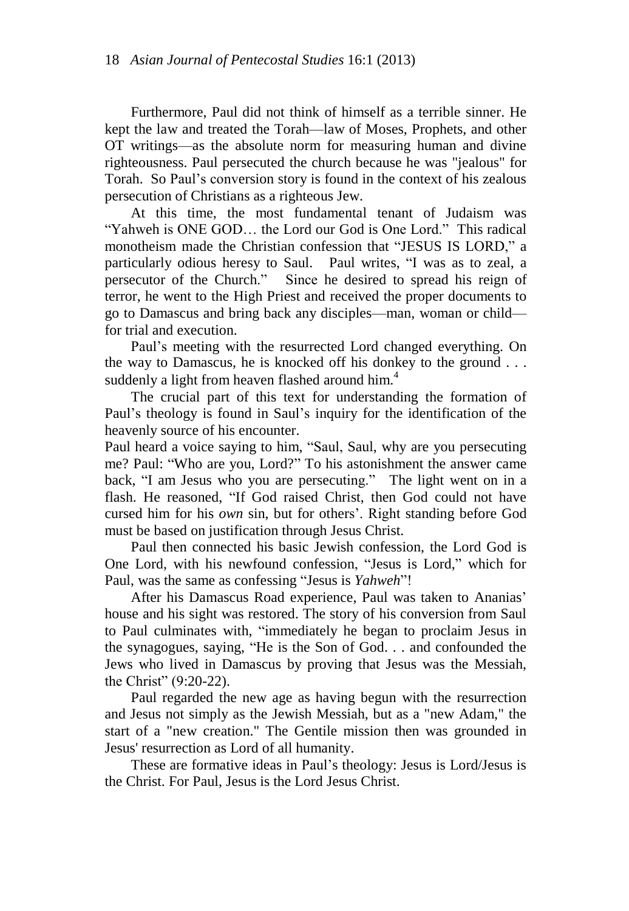Furthermore, Paul did not think of himself as a terrible sinner. He kept the law and treated the Torah—law of Moses, Prophets, and other OT writings—as the absolute norm for measuring human and divine righteousness. Paul persecuted the church because he was "jealous" for Torah. So Paul's conversion story is found in the context of his zealous persecution of Christians as a righteous Jew.

At this time, the most fundamental tenant of Judaism was "Yahweh is ONE GOD… the Lord our God is One Lord." This radical monotheism made the Christian confession that "JESUS IS LORD," a particularly odious heresy to Saul. Paul writes, "I was as to zeal, a persecutor of the Church." Since he desired to spread his reign of terror, he went to the High Priest and received the proper documents to go to Damascus and bring back any disciples—man, woman or child—for trial and execution.

Paul's meeting with the resurrected Lord changed everything. On the way to Damascus, he is knocked off his donkey to the ground . . . suddenly a light from heaven flashed around him.[4]

The crucial part of this text for understanding the formation of Paul's theology is found in Saul's inquiry for the identification of the heavenly source of his encounter.

Paul heard a voice saying to him, "Saul, Saul, why are you persecuting me? Paul: "Who are you, Lord?" To his astonishment the answer came back, "I am Jesus who you are persecuting." The light went on in a flash. He reasoned, "If God raised Christ, then God could not have cursed him for his *own* sin, but for others'. Right standing before God must be based on justification through Jesus Christ.

Paul then connected his basic Jewish confession, the Lord God is One Lord, with his newfound confession, "Jesus is Lord," which for Paul, was the same as confessing "Jesus is *Yahweh*"!

After his Damascus Road experience, Paul was taken to Ananias' house and his sight was restored. The story of his conversion from Saul to Paul culminates with, "immediately he began to proclaim Jesus in the synagogues, saying, "He is the Son of God. . . and confounded the Jews who lived in Damascus by proving that Jesus was the Messiah, the Christ" (9:20-22).

Paul regarded the new age as having begun with the resurrection and Jesus not simply as the Jewish Messiah, but as a "new Adam," the start of a "new creation." The Gentile mission then was grounded in Jesus' resurrection as Lord of all humanity.

These are formative ideas in Paul's theology: Jesus is Lord/Jesus is the Christ. For Paul, Jesus is the Lord Jesus Christ.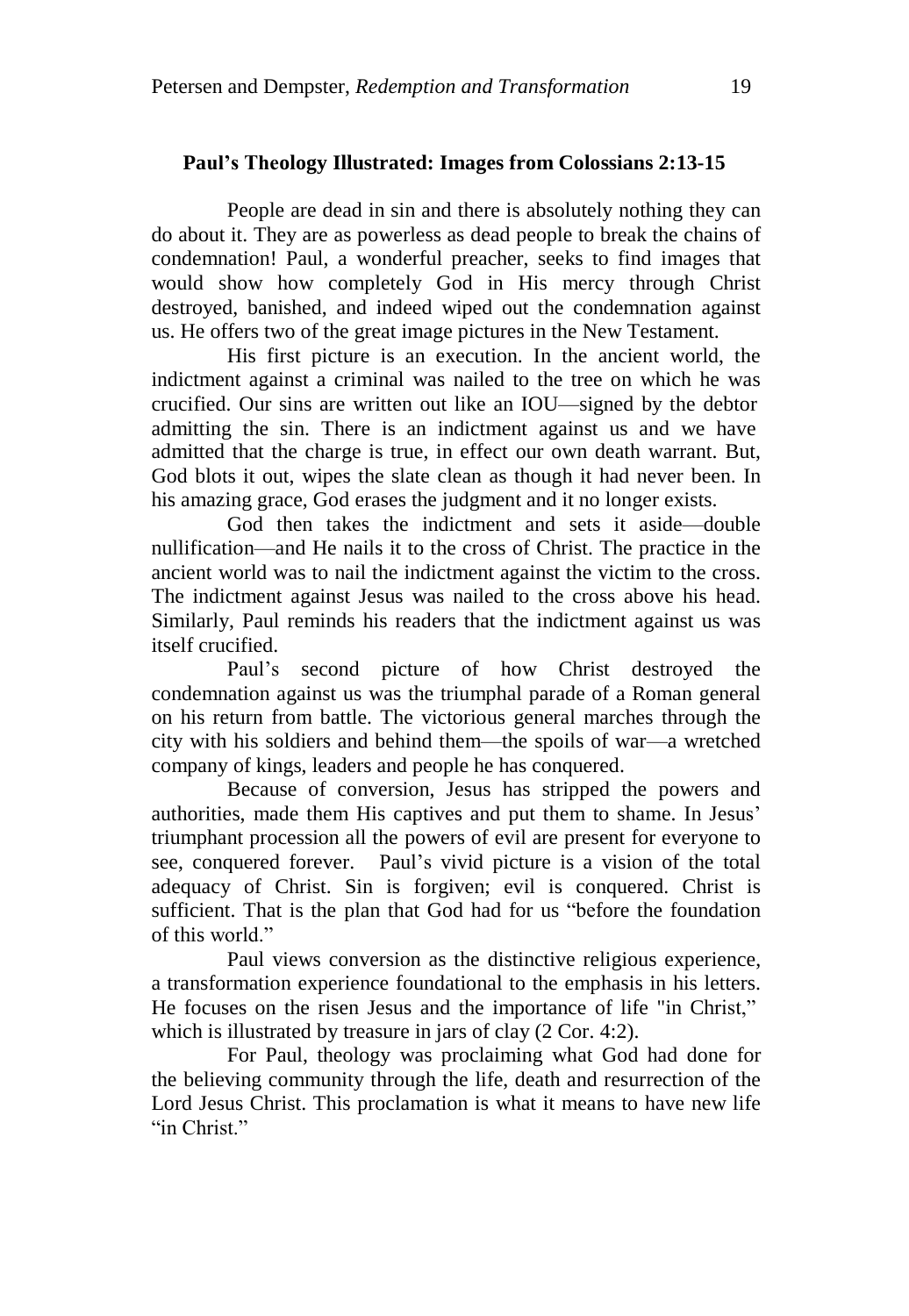**Paul's Theology Illustrated: Images from Colossians 2:13-15**

People are dead in sin and there is absolutely nothing they can do about it. They are as powerless as dead people to break the chains of condemnation! Paul, a wonderful preacher, seeks to find images that would show how completely God in His mercy through Christ destroyed, banished, and indeed wiped out the condemnation against us. He offers two of the great image pictures in the New Testament.

His first picture is an execution. In the ancient world, the indictment against a criminal was nailed to the tree on which he was crucified. Our sins are written out like an IOU—signed by the debtor admitting the sin. There is an indictment against us and we have admitted that the charge is true, in effect our own death warrant. But, God blots it out, wipes the slate clean as though it had never been. In his amazing grace, God erases the judgment and it no longer exists.

God then takes the indictment and sets it aside—double nullification—and He nails it to the cross of Christ. The practice in the ancient world was to nail the indictment against the victim to the cross. The indictment against Jesus was nailed to the cross above his head. Similarly, Paul reminds his readers that the indictment against us was itself crucified.

Paul's second picture of how Christ destroyed the condemnation against us was the triumphal parade of a Roman general on his return from battle. The victorious general marches through the city with his soldiers and behind them—the spoils of war—a wretched company of kings, leaders and people he has conquered.

Because of conversion, Jesus has stripped the powers and authorities, made them His captives and put them to shame. In Jesus' triumphant procession all the powers of evil are present for everyone to see, conquered forever. Paul's vivid picture is a vision of the total adequacy of Christ. Sin is forgiven; evil is conquered. Christ is sufficient. That is the plan that God had for us "before the foundation of this world."

Paul views conversion as the distinctive religious experience, a transformation experience foundational to the emphasis in his letters. He focuses on the risen Jesus and the importance of life "in Christ," which is illustrated by treasure in jars of clay (2 Cor. 4:2).

For Paul, theology was proclaiming what God had done for the believing community through the life, death and resurrection of the Lord Jesus Christ. This proclamation is what it means to have new life "in Christ."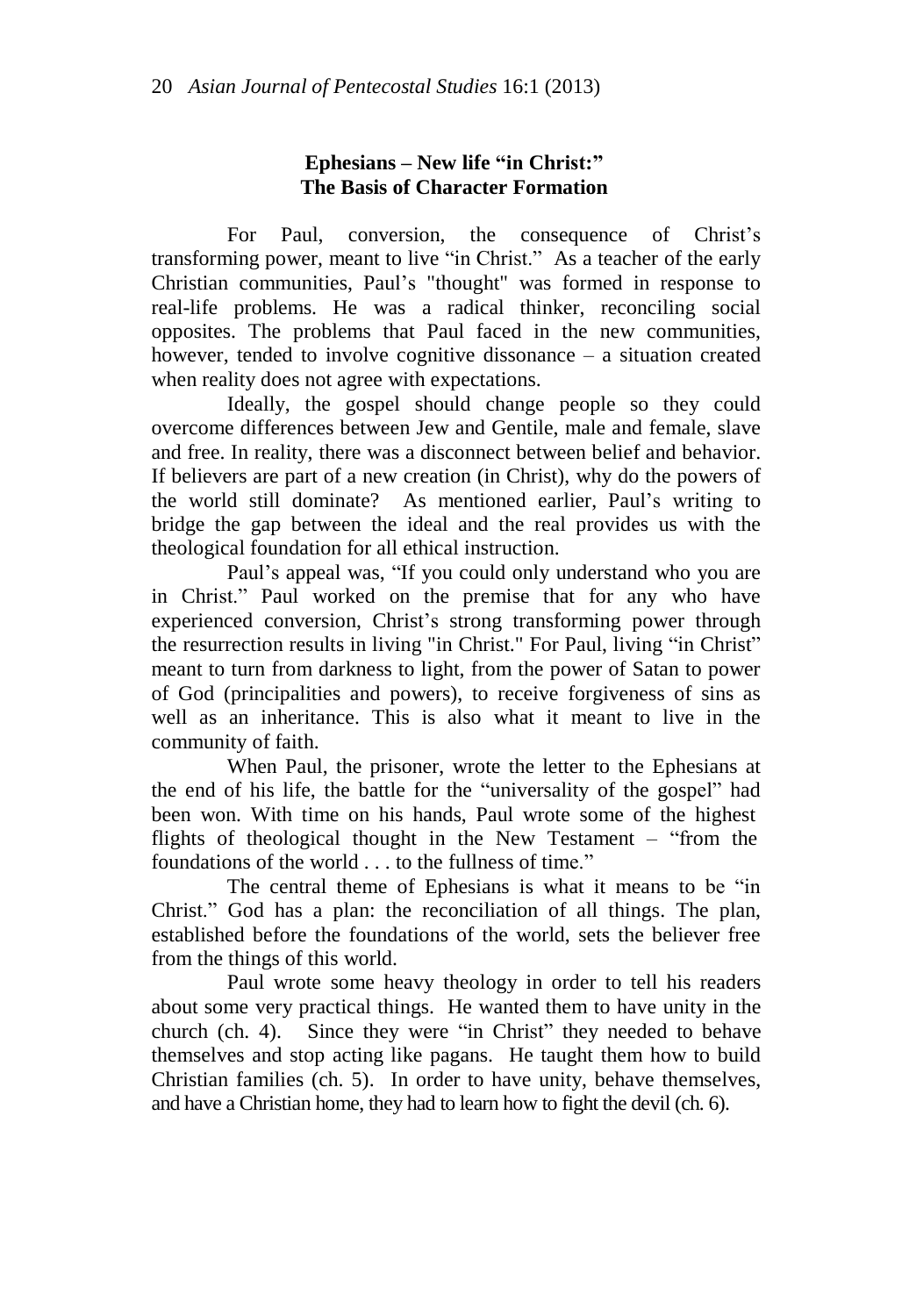## Ephesians – New life "in Christ:" The Basis of Character Formation

For Paul, conversion, the consequence of Christ's transforming power, meant to live "in Christ." As a teacher of the early Christian communities, Paul's "thought" was formed in response to real-life problems. He was a radical thinker, reconciling social opposites. The problems that Paul faced in the new communities, however, tended to involve cognitive dissonance – a situation created when reality does not agree with expectations.

Ideally, the gospel should change people so they could overcome differences between Jew and Gentile, male and female, slave and free. In reality, there was a disconnect between belief and behavior. If believers are part of a new creation (in Christ), why do the powers of the world still dominate? As mentioned earlier, Paul's writing to bridge the gap between the ideal and the real provides us with the theological foundation for all ethical instruction.

Paul's appeal was, "If you could only understand who you are in Christ." Paul worked on the premise that for any who have experienced conversion, Christ's strong transforming power through the resurrection results in living "in Christ." For Paul, living "in Christ" meant to turn from darkness to light, from the power of Satan to power of God (principalities and powers), to receive forgiveness of sins as well as an inheritance. This is also what it meant to live in the community of faith.

When Paul, the prisoner, wrote the letter to the Ephesians at the end of his life, the battle for the "universality of the gospel" had been won. With time on his hands, Paul wrote some of the highest flights of theological thought in the New Testament – "from the foundations of the world . . . to the fullness of time."

The central theme of Ephesians is what it means to be "in Christ." God has a plan: the reconciliation of all things. The plan, established before the foundations of the world, sets the believer free from the things of this world.

Paul wrote some heavy theology in order to tell his readers about some very practical things. He wanted them to have unity in the church (ch. 4). Since they were "in Christ" they needed to behave themselves and stop acting like pagans. He taught them how to build Christian families (ch. 5). In order to have unity, behave themselves, and have a Christian home, they had to learn how to fight the devil (ch. 6).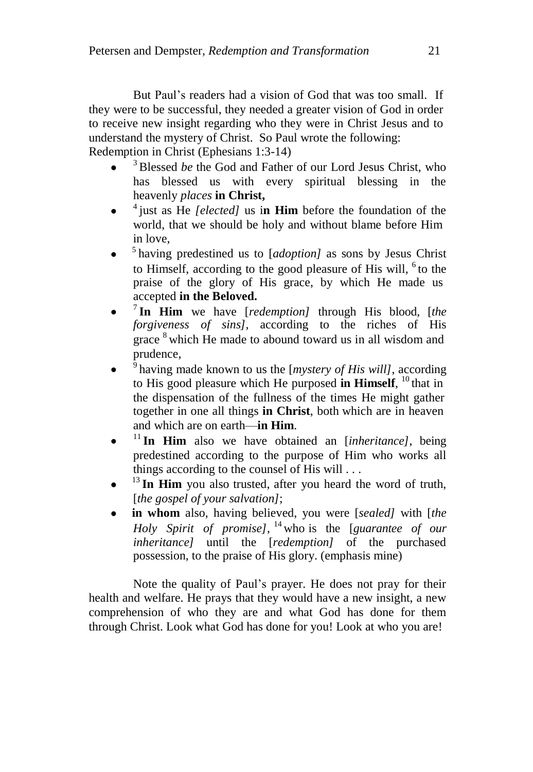But Paul's readers had a vision of God that was too small. If they were to be successful, they needed a greater vision of God in order to receive new insight regarding who they were in Christ Jesus and to understand the mystery of Christ. So Paul wrote the following:
Redemption in Christ (Ephesians 1:3-14)

- [3] Blessed *be* the God and Father of our Lord Jesus Christ, who has blessed us with every spiritual blessing in the heavenly *places* **in Christ,**
- [4] just as He *[elected]* us i**n Him** before the foundation of the world, that we should be holy and without blame before Him in love,
- [5] having predestined us to [*adoption]* as sons by Jesus Christ to Himself, according to the good pleasure of His will, [6] to the praise of the glory of His grace, by which He made us accepted **in the Beloved.**
- [7] **In Him** we have [*redemption]* through His blood, [*the forgiveness of sins]*, according to the riches of His grace [8] which He made to abound toward us in all wisdom and prudence,
- [9] having made known to us the [*mystery of His will]*, according to His good pleasure which He purposed **in Himself**, [10] that in the dispensation of the fullness of the times He might gather together in one all things **in Christ**, both which are in heaven and which are on earth—**in Him**.
- [11] **In Him** also we have obtained an [*inheritance]*, being predestined according to the purpose of Him who works all things according to the counsel of His will . . .
- [13] **In Him** you also trusted, after you heard the word of truth, [*the gospel of your salvation]*;
- **in whom** also, having believed, you were [*sealed]* with [*the Holy Spirit of promise]*, [14] who is the [*guarantee of our inheritance]* until the [*redemption]* of the purchased possession, to the praise of His glory. (emphasis mine)

Note the quality of Paul's prayer. He does not pray for their health and welfare. He prays that they would have a new insight, a new comprehension of who they are and what God has done for them through Christ. Look what God has done for you! Look at who you are!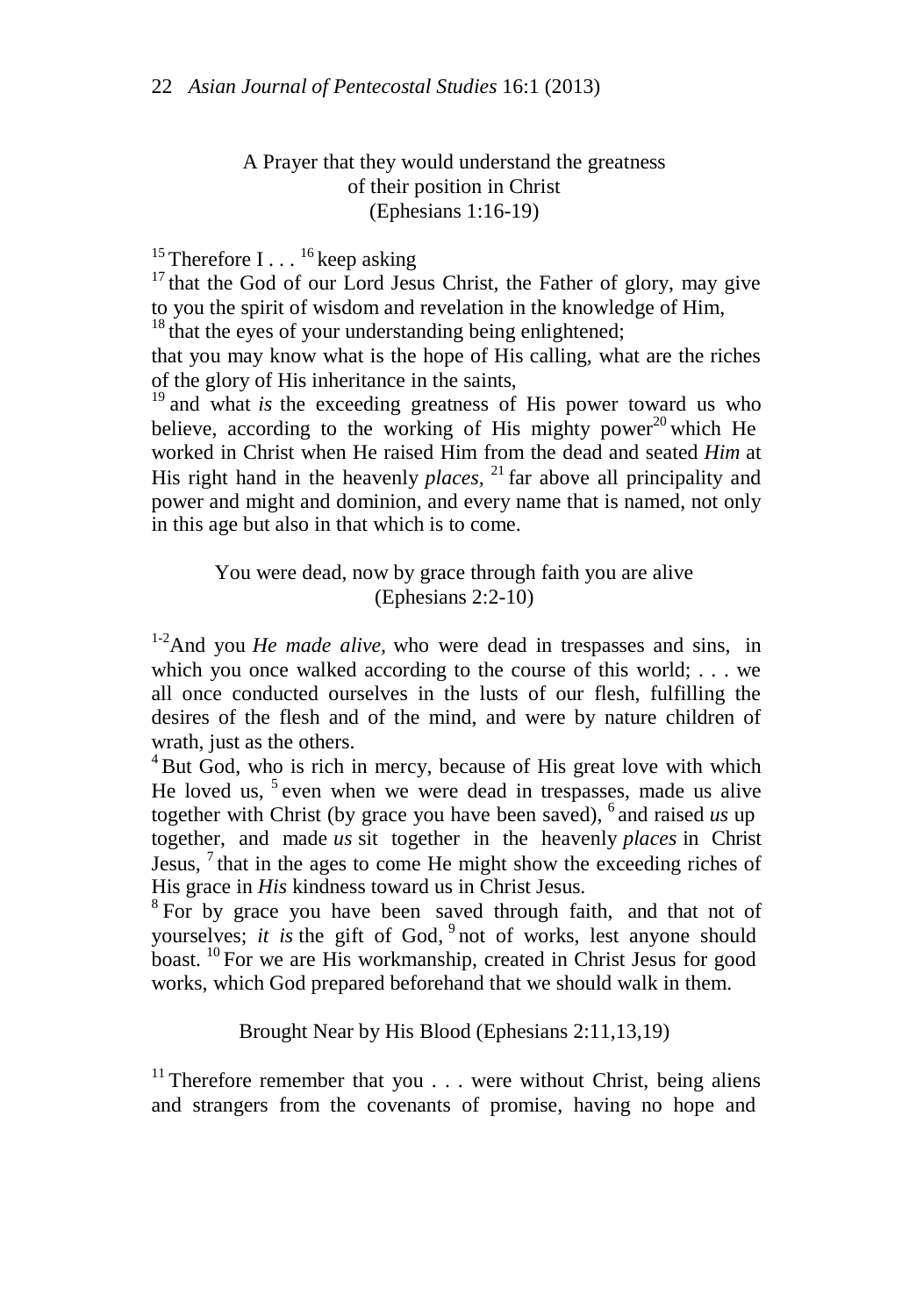A Prayer that they would understand the greatness of their position in Christ (Ephesians 1:16-19)

[15] Therefore I . . . [16] keep asking
[17] that the God of our Lord Jesus Christ, the Father of glory, may give to you the spirit of wisdom and revelation in the knowledge of Him,
[18] that the eyes of your understanding being enlightened;
that you may know what is the hope of His calling, what are the riches of the glory of His inheritance in the saints,
[19] and what *is* the exceeding greatness of His power toward us who believe, according to the working of His mighty power[20] which He worked in Christ when He raised Him from the dead and seated *Him* at His right hand in the heavenly *places,* [21] far above all principality and power and might and dominion, and every name that is named, not only in this age but also in that which is to come.

You were dead, now by grace through faith you are alive (Ephesians 2:2-10)

[1-2]And you *He made alive,* who were dead in trespasses and sins, in which you once walked according to the course of this world; . . . we all once conducted ourselves in the lusts of our flesh, fulfilling the desires of the flesh and of the mind, and were by nature children of wrath, just as the others.
[4] But God, who is rich in mercy, because of His great love with which He loved us, [5] even when we were dead in trespasses, made us alive together with Christ (by grace you have been saved), [6] and raised *us* up together, and made *us* sit together in the heavenly *places* in Christ Jesus, [7] that in the ages to come He might show the exceeding riches of His grace in *His* kindness toward us in Christ Jesus.
[8] For by grace you have been saved through faith, and that not of yourselves; *it is* the gift of God, [9] not of works, lest anyone should boast. [10] For we are His workmanship, created in Christ Jesus for good works, which God prepared beforehand that we should walk in them.

Brought Near by His Blood (Ephesians 2:11,13,19)

[11] Therefore remember that you . . . were without Christ, being aliens and strangers from the covenants of promise, having no hope and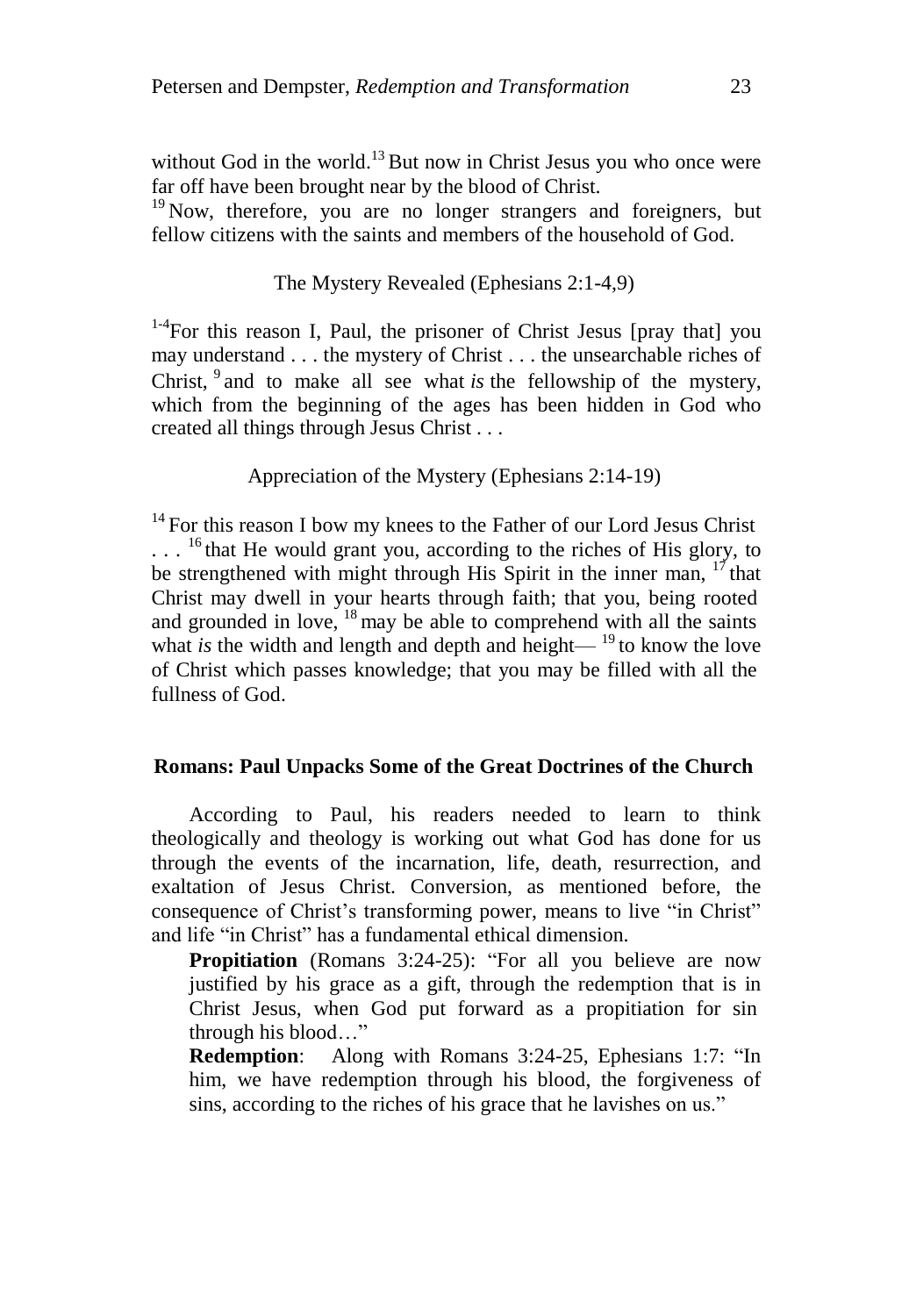without God in the world.[13] But now in Christ Jesus you who once were far off have been brought near by the blood of Christ.

[19] Now, therefore, you are no longer strangers and foreigners, but fellow citizens with the saints and members of the household of God.

The Mystery Revealed (Ephesians 2:1-4,9)

[1-4]For this reason I, Paul, the prisoner of Christ Jesus [pray that] you may understand . . . the mystery of Christ . . . the unsearchable riches of Christ, [9] and to make all see what *is* the fellowship of the mystery, which from the beginning of the ages has been hidden in God who created all things through Jesus Christ . . .

Appreciation of the Mystery (Ephesians 2:14-19)

[14] For this reason I bow my knees to the Father of our Lord Jesus Christ . . . [16] that He would grant you, according to the riches of His glory, to be strengthened with might through His Spirit in the inner man, [17] that Christ may dwell in your hearts through faith; that you, being rooted and grounded in love, [18] may be able to comprehend with all the saints what *is* the width and length and depth and height— [19] to know the love of Christ which passes knowledge; that you may be filled with all the fullness of God.

### Romans: Paul Unpacks Some of the Great Doctrines of the Church

According to Paul, his readers needed to learn to think theologically and theology is working out what God has done for us through the events of the incarnation, life, death, resurrection, and exaltation of Jesus Christ. Conversion, as mentioned before, the consequence of Christ's transforming power, means to live "in Christ" and life "in Christ" has a fundamental ethical dimension.

**Propitiation** (Romans 3:24-25): "For all you believe are now justified by his grace as a gift, through the redemption that is in Christ Jesus, when God put forward as a propitiation for sin through his blood…"

**Redemption**: Along with Romans 3:24-25, Ephesians 1:7: "In him, we have redemption through his blood, the forgiveness of sins, according to the riches of his grace that he lavishes on us."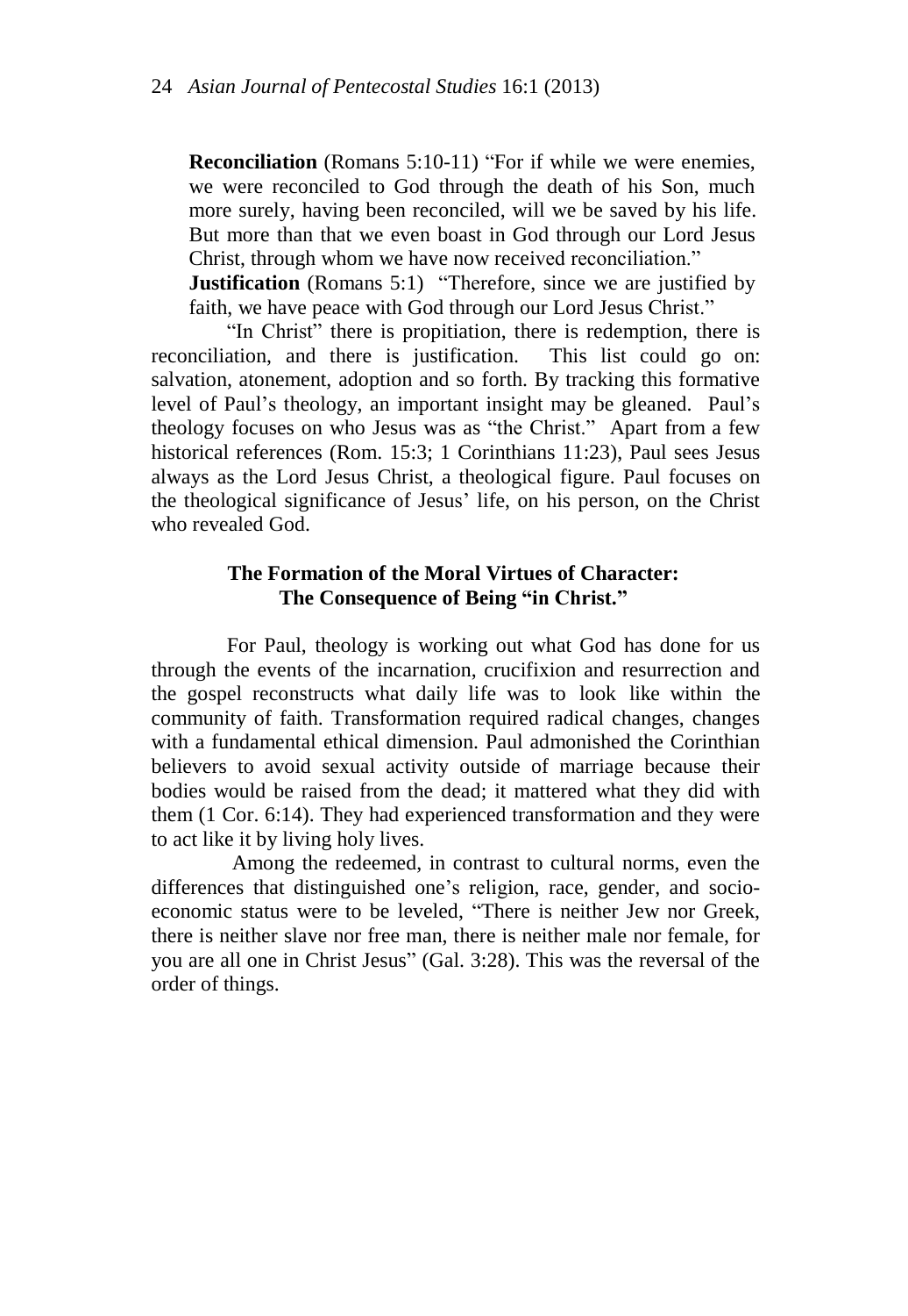**Reconciliation** (Romans 5:10-11) "For if while we were enemies, we were reconciled to God through the death of his Son, much more surely, having been reconciled, will we be saved by his life. But more than that we even boast in God through our Lord Jesus Christ, through whom we have now received reconciliation."

**Justification** (Romans 5:1) "Therefore, since we are justified by faith, we have peace with God through our Lord Jesus Christ."

"In Christ" there is propitiation, there is redemption, there is reconciliation, and there is justification. This list could go on: salvation, atonement, adoption and so forth. By tracking this formative level of Paul's theology, an important insight may be gleaned. Paul's theology focuses on who Jesus was as "the Christ." Apart from a few historical references (Rom. 15:3; 1 Corinthians 11:23), Paul sees Jesus always as the Lord Jesus Christ, a theological figure. Paul focuses on the theological significance of Jesus' life, on his person, on the Christ who revealed God.

## The Formation of the Moral Virtues of Character: The Consequence of Being "in Christ."

For Paul, theology is working out what God has done for us through the events of the incarnation, crucifixion and resurrection and the gospel reconstructs what daily life was to look like within the community of faith. Transformation required radical changes, changes with a fundamental ethical dimension. Paul admonished the Corinthian believers to avoid sexual activity outside of marriage because their bodies would be raised from the dead; it mattered what they did with them (1 Cor. 6:14). They had experienced transformation and they were to act like it by living holy lives.

Among the redeemed, in contrast to cultural norms, even the differences that distinguished one's religion, race, gender, and socio-economic status were to be leveled, "There is neither Jew nor Greek, there is neither slave nor free man, there is neither male nor female, for you are all one in Christ Jesus" (Gal. 3:28). This was the reversal of the order of things.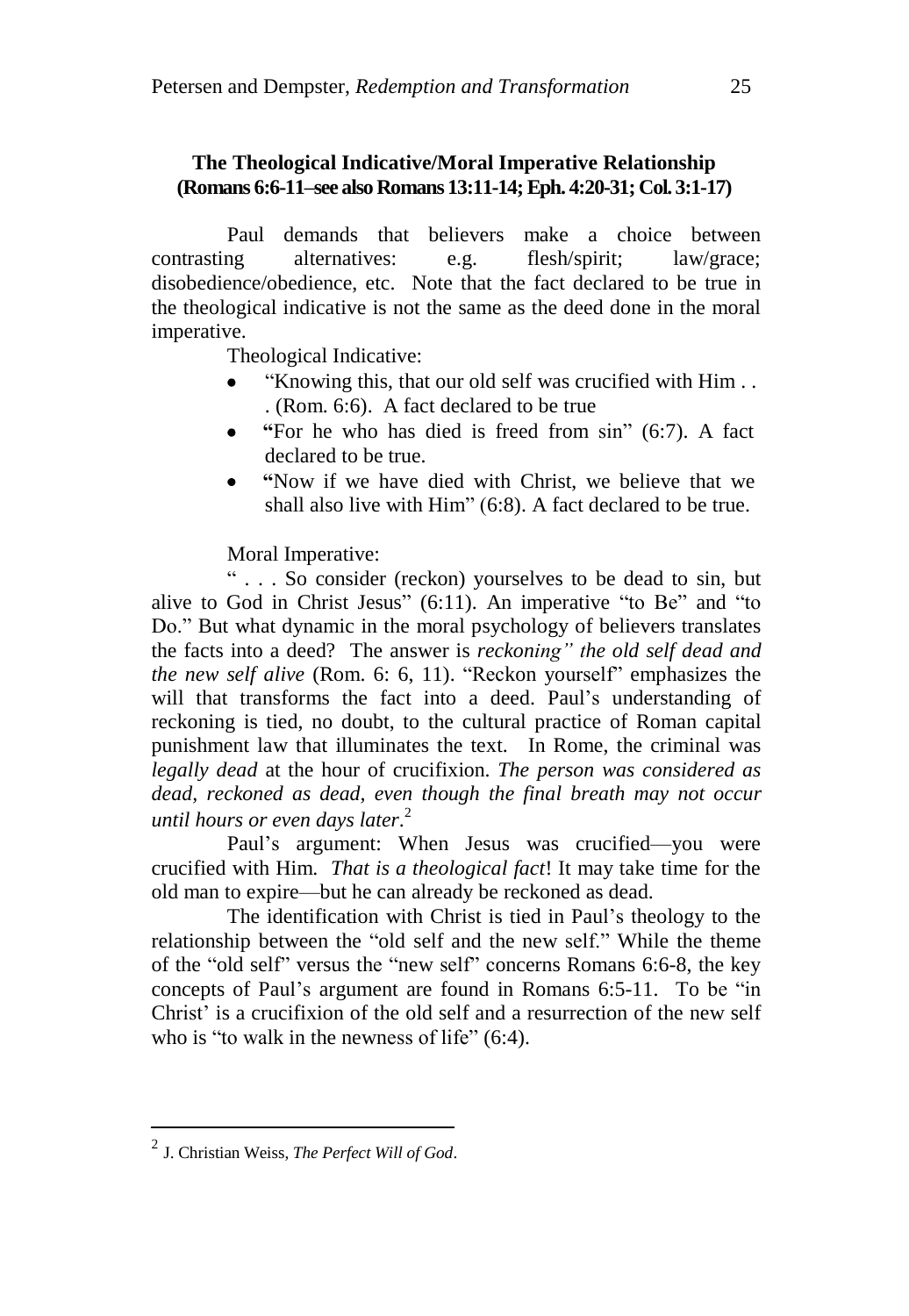## The Theological Indicative/Moral Imperative Relationship (Romans 6:6-11–see also Romans 13:11-14; Eph. 4:20-31; Col. 3:1-17)

Paul demands that believers make a choice between contrasting alternatives: e.g. flesh/spirit; law/grace; disobedience/obedience, etc. Note that the fact declared to be true in the theological indicative is not the same as the deed done in the moral imperative.

Theological Indicative:

- "Knowing this, that our old self was crucified with Him . . . (Rom. 6:6). A fact declared to be true
- **"**For he who has died is freed from sin" (6:7). A fact declared to be true.
- **"**Now if we have died with Christ, we believe that we shall also live with Him" (6:8). A fact declared to be true.

Moral Imperative:

" . . . So consider (reckon) yourselves to be dead to sin, but alive to God in Christ Jesus" (6:11). An imperative "to Be" and "to Do." But what dynamic in the moral psychology of believers translates the facts into a deed? The answer is *reckoning" the old self dead and the new self alive* (Rom. 6: 6, 11). "Reckon yourself" emphasizes the will that transforms the fact into a deed. Paul's understanding of reckoning is tied, no doubt, to the cultural practice of Roman capital punishment law that illuminates the text. In Rome, the criminal was *legally dead* at the hour of crucifixion. *The person was considered as dead, reckoned as dead, even though the final breath may not occur until hours or even days later*.[2]

Paul's argument: When Jesus was crucified—you were crucified with Him. *That is a theological fact*! It may take time for the old man to expire—but he can already be reckoned as dead.

The identification with Christ is tied in Paul's theology to the relationship between the "old self and the new self." While the theme of the "old self" versus the "new self" concerns Romans 6:6-8, the key concepts of Paul's argument are found in Romans 6:5-11. To be "in Christ' is a crucifixion of the old self and a resurrection of the new self who is "to walk in the newness of life" (6:4).

---

[2] J. Christian Weiss, *The Perfect Will of God*.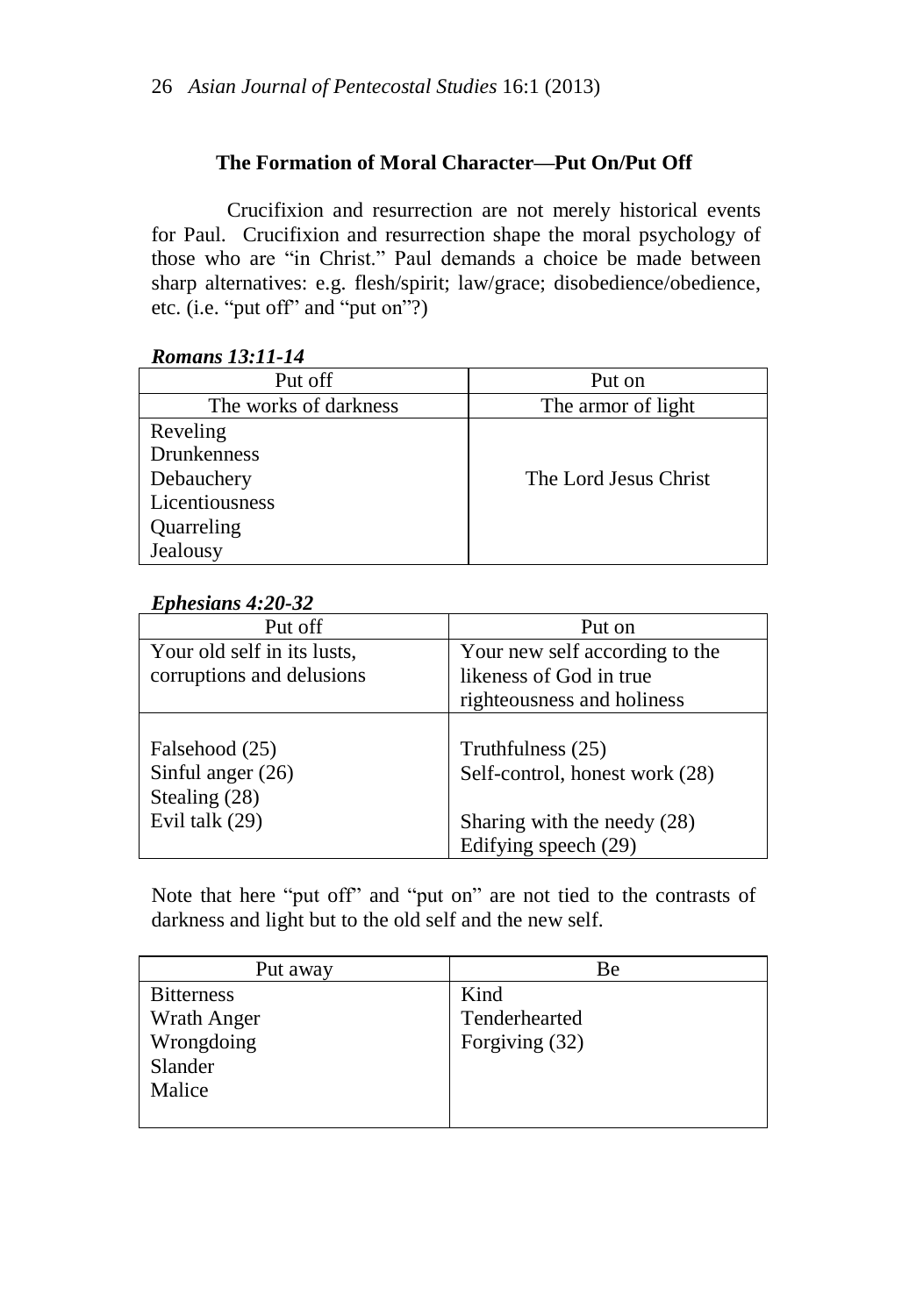### The Formation of Moral Character—Put On/Put Off

Crucifixion and resurrection are not merely historical events for Paul. Crucifixion and resurrection shape the moral psychology of those who are "in Christ." Paul demands a choice be made between sharp alternatives: e.g. flesh/spirit; law/grace; disobedience/obedience, etc. (i.e. "put off" and "put on"?)

***Romans 13:11-14***

| Put off | Put on |
|---|---|
| The works of darkness | The armor of light |
| Reveling<br>Drunkenness<br>Debauchery<br>Licentiousness<br>Quarreling<br>Jealousy | The Lord Jesus Christ |

***Ephesians 4:20-32***

| Put off | Put on |
|---|---|
| Your old self in its lusts, corruptions and delusions | Your new self according to the likeness of God in true righteousness and holiness |
| Falsehood (25)<br>Sinful anger (26)<br>Stealing (28)<br>Evil talk (29) | Truthfulness (25)<br>Self-control, honest work (28)<br>Sharing with the needy (28)<br>Edifying speech (29) |

Note that here "put off" and "put on" are not tied to the contrasts of darkness and light but to the old self and the new self.

| Put away | Be |
|---|---|
| Bitterness<br>Wrath Anger<br>Wrongdoing<br>Slander<br>Malice | Kind<br>Tenderhearted<br>Forgiving (32) |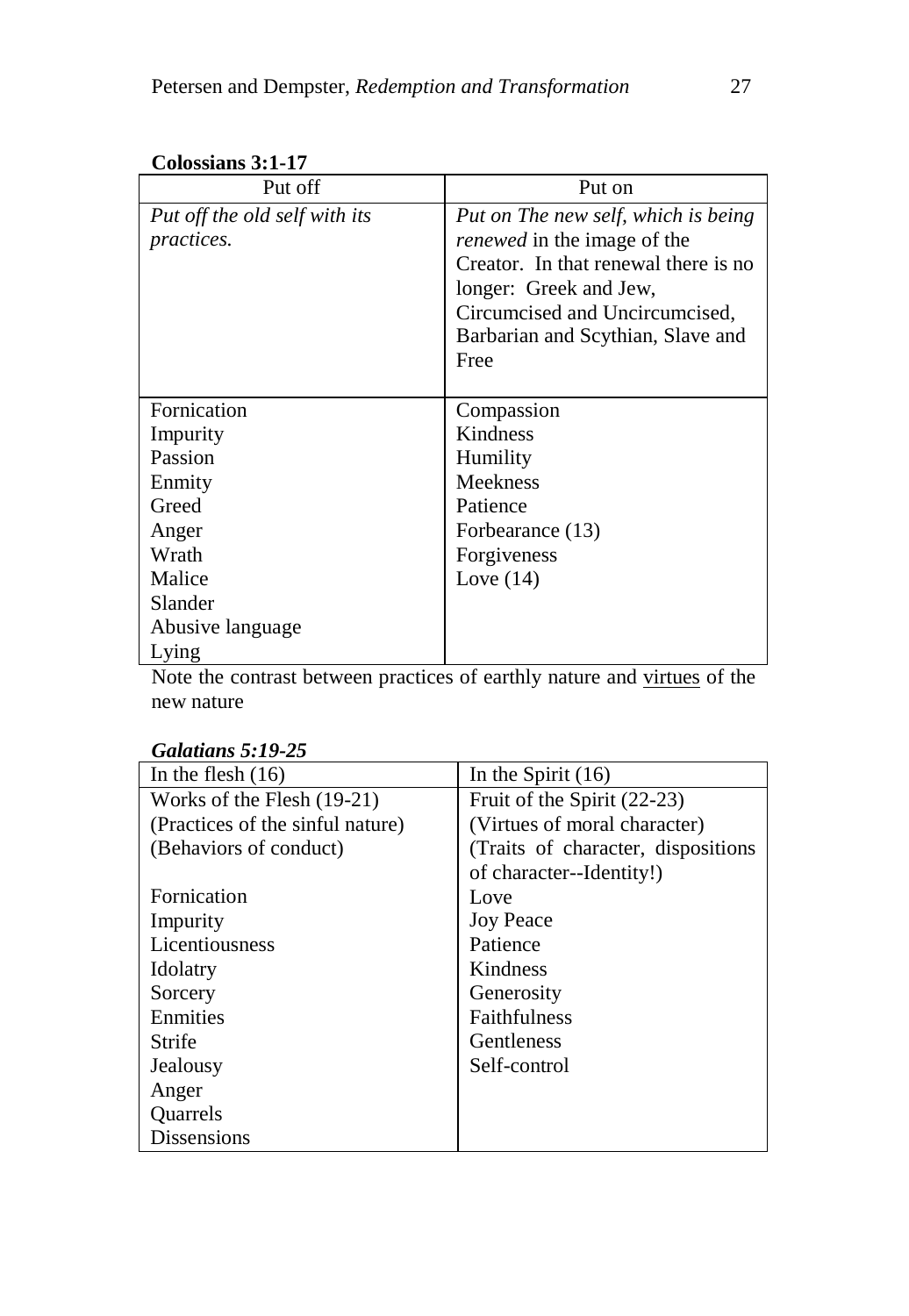**Colossians 3:1-17**

| Put off | Put on |
|---|---|
| *Put off the old self with its practices.* | *Put on The new self, which is being renewed* in the image of the Creator. In that renewal there is no longer: Greek and Jew, Circumcised and Uncircumcised, Barbarian and Scythian, Slave and Free |
| Fornication<br>Impurity<br>Passion<br>Enmity<br>Greed<br>Anger<br>Wrath<br>Malice<br>Slander<br>Abusive language<br>Lying | Compassion<br>Kindness<br>Humility<br>Meekness<br>Patience<br>Forbearance (13)<br>Forgiveness<br>Love (14) |

Note the contrast between practices of earthly nature and <u>virtues</u> of the new nature

***Galatians 5:19-25***

| In the flesh (16) | In the Spirit (16) |
|---|---|
| Works of the Flesh (19-21)<br>(Practices of the sinful nature)<br>(Behaviors of conduct)<br><br>Fornication<br>Impurity<br>Licentiousness<br>Idolatry<br>Sorcery<br>Enmities<br>Strife<br>Jealousy<br>Anger<br>Quarrels<br>Dissensions | Fruit of the Spirit (22-23)<br>(Virtues of moral character)<br>(Traits of character, dispositions of character--Identity!)<br>Love<br>Joy Peace<br>Patience<br>Kindness<br>Generosity<br>Faithfulness<br>Gentleness<br>Self-control |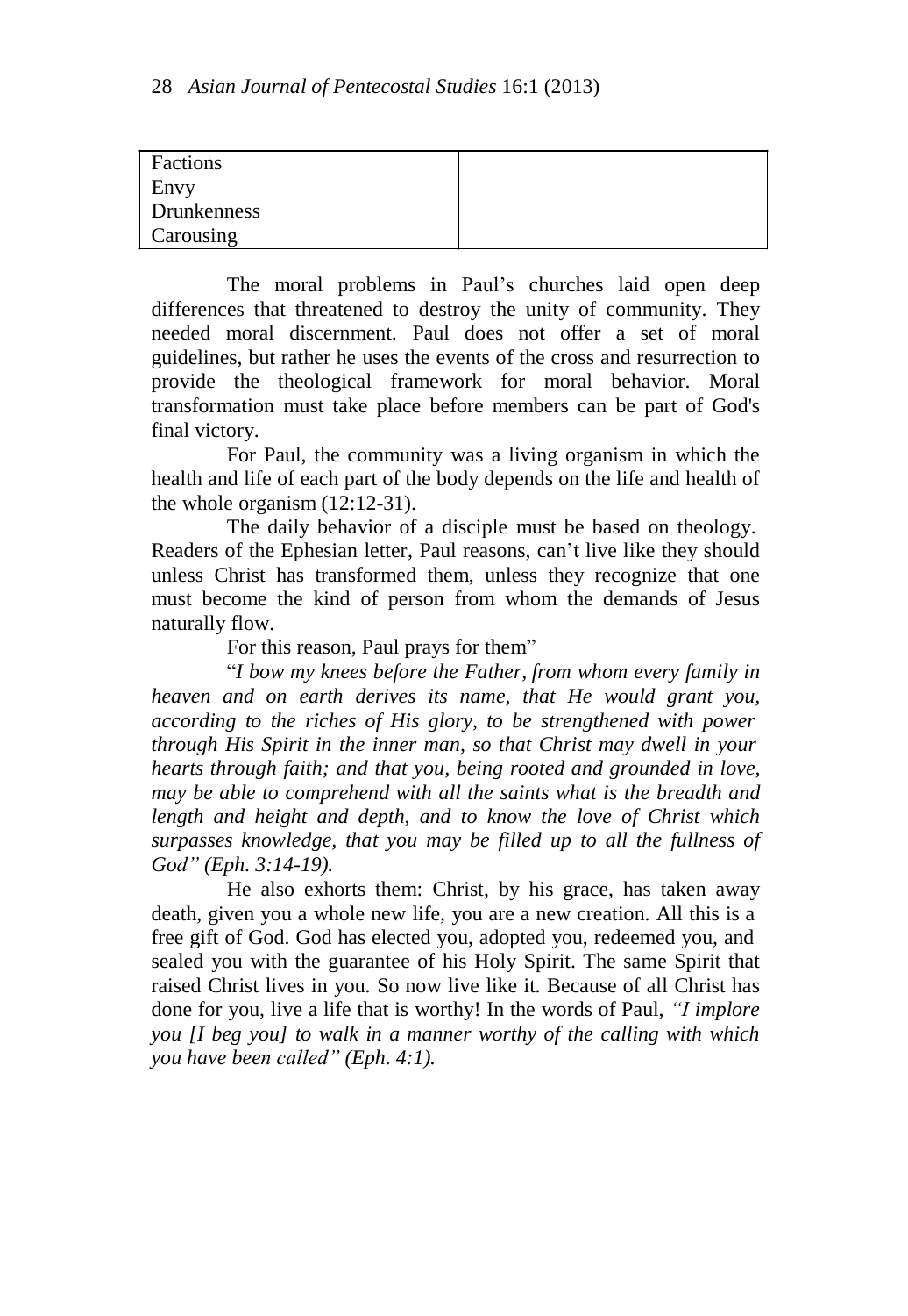| | |
|---|---|
| Factions | |
| Envy | |
| Drunkenness | |
| Carousing | |

The moral problems in Paul's churches laid open deep differences that threatened to destroy the unity of community. They needed moral discernment. Paul does not offer a set of moral guidelines, but rather he uses the events of the cross and resurrection to provide the theological framework for moral behavior. Moral transformation must take place before members can be part of God's final victory.

For Paul, the community was a living organism in which the health and life of each part of the body depends on the life and health of the whole organism (12:12-31).

The daily behavior of a disciple must be based on theology. Readers of the Ephesian letter, Paul reasons, can't live like they should unless Christ has transformed them, unless they recognize that one must become the kind of person from whom the demands of Jesus naturally flow.

For this reason, Paul prays for them"

"*I bow my knees before the Father, from whom every family in heaven and on earth derives its name, that He would grant you, according to the riches of His glory, to be strengthened with power through His Spirit in the inner man, so that Christ may dwell in your hearts through faith; and that you, being rooted and grounded in love, may be able to comprehend with all the saints what is the breadth and length and height and depth, and to know the love of Christ which surpasses knowledge, that you may be filled up to all the fullness of God" (Eph. 3:14-19).*

He also exhorts them: Christ, by his grace, has taken away death, given you a whole new life, you are a new creation. All this is a free gift of God. God has elected you, adopted you, redeemed you, and sealed you with the guarantee of his Holy Spirit. The same Spirit that raised Christ lives in you. So now live like it. Because of all Christ has done for you, live a life that is worthy! In the words of Paul, *"I implore you [I beg you] to walk in a manner worthy of the calling with which you have been called" (Eph. 4:1).*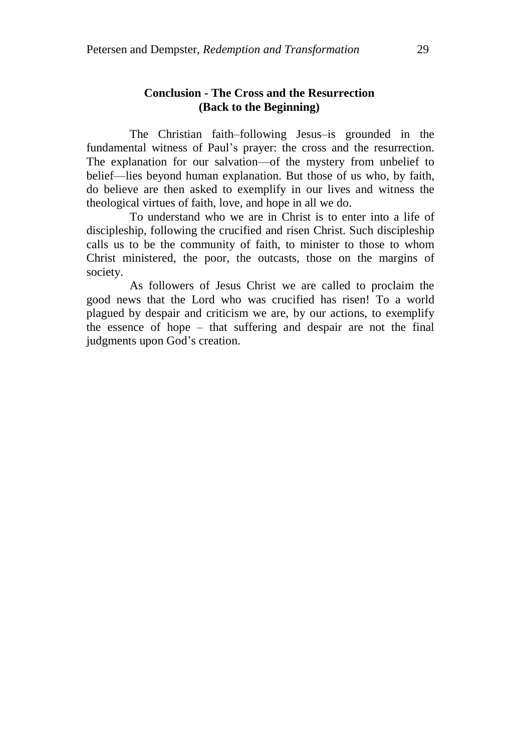## Conclusion - The Cross and the Resurrection (Back to the Beginning)

The Christian faith–following Jesus–is grounded in the fundamental witness of Paul's prayer: the cross and the resurrection. The explanation for our salvation—of the mystery from unbelief to belief—lies beyond human explanation. But those of us who, by faith, do believe are then asked to exemplify in our lives and witness the theological virtues of faith, love, and hope in all we do.

To understand who we are in Christ is to enter into a life of discipleship, following the crucified and risen Christ. Such discipleship calls us to be the community of faith, to minister to those to whom Christ ministered, the poor, the outcasts, those on the margins of society.

As followers of Jesus Christ we are called to proclaim the good news that the Lord who was crucified has risen! To a world plagued by despair and criticism we are, by our actions, to exemplify the essence of hope – that suffering and despair are not the final judgments upon God's creation.